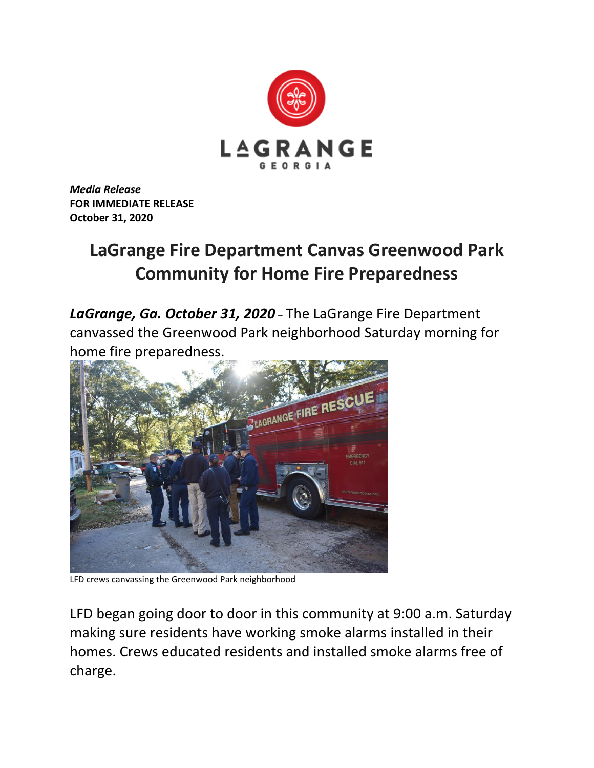LAGRANGE
GEORGIA

***Media Release***
**FOR IMMEDIATE RELEASE**
**October 31, 2020**

# LaGrange Fire Department Canvas Greenwood Park Community for Home Fire Preparedness

***LaGrange, Ga. October 31, 2020*** – The LaGrange Fire Department canvassed the Greenwood Park neighborhood Saturday morning for home fire preparedness.

LFD crews canvassing the Greenwood Park neighborhood

LFD began going door to door in this community at 9:00 a.m. Saturday making sure residents have working smoke alarms installed in their homes. Crews educated residents and installed smoke alarms free of charge.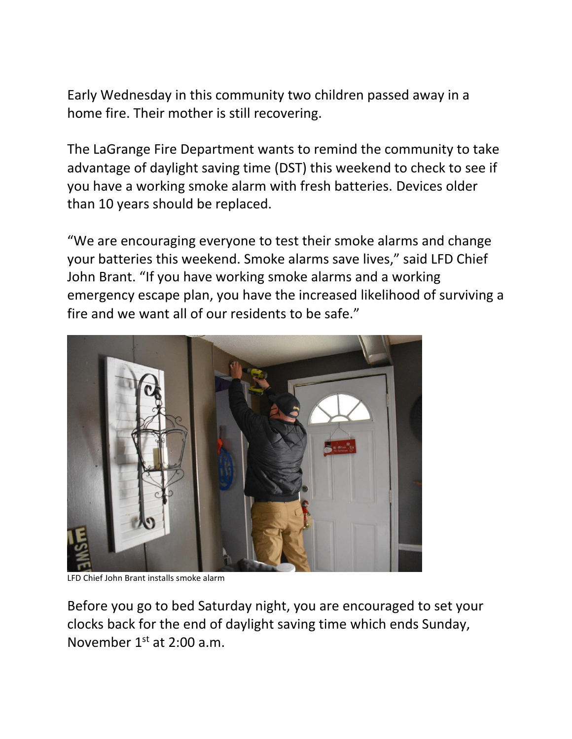Early Wednesday in this community two children passed away in a home fire. Their mother is still recovering.

The LaGrange Fire Department wants to remind the community to take advantage of daylight saving time (DST) this weekend to check to see if you have a working smoke alarm with fresh batteries. Devices older than 10 years should be replaced.

“We are encouraging everyone to test their smoke alarms and change your batteries this weekend. Smoke alarms save lives,” said LFD Chief John Brant. “If you have working smoke alarms and a working emergency escape plan, you have the increased likelihood of surviving a fire and we want all of our residents to be safe.”

LFD Chief John Brant installs smoke alarm

Before you go to bed Saturday night, you are encouraged to set your clocks back for the end of daylight saving time which ends Sunday, November 1st at 2:00 a.m.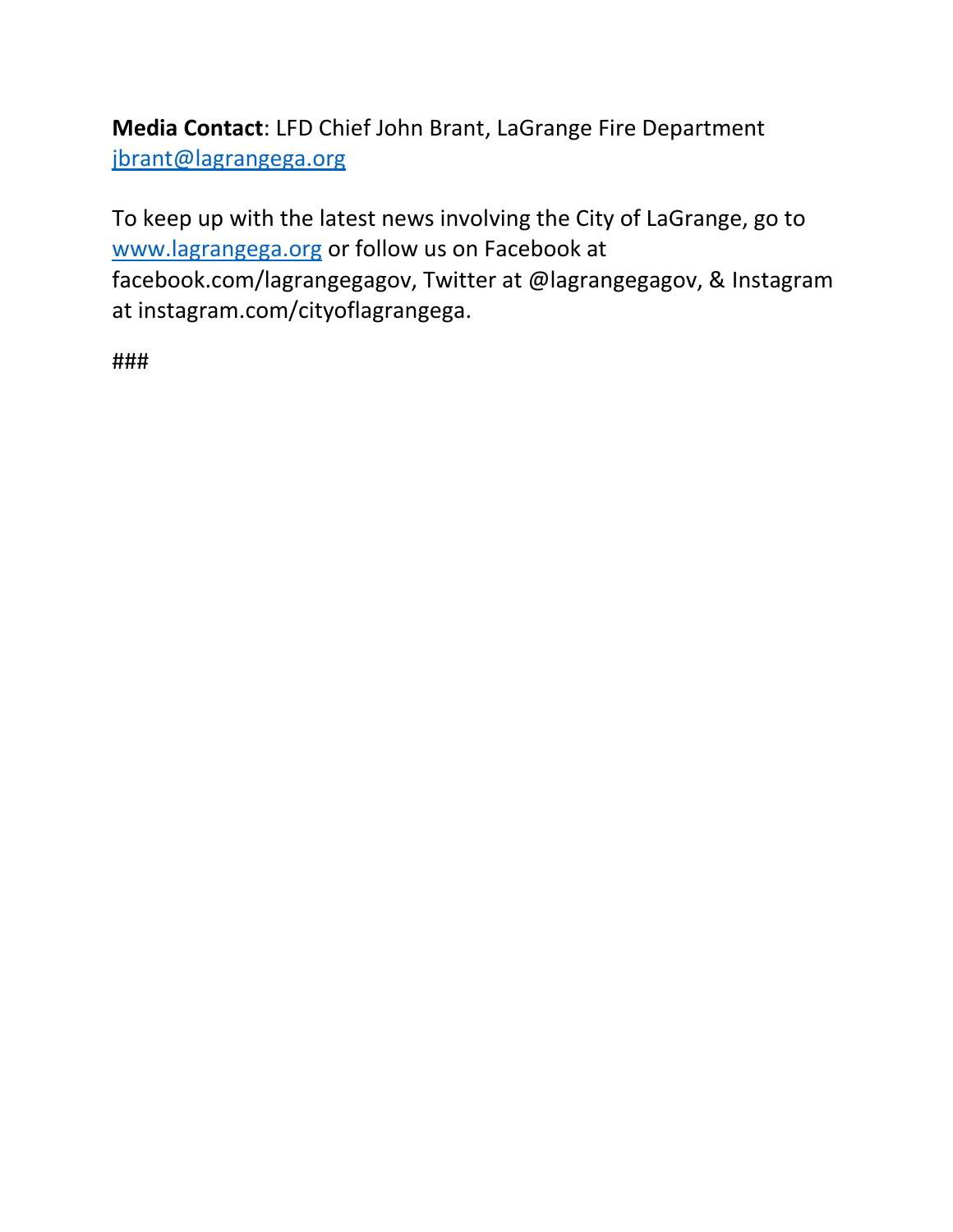**Media Contact**: LFD Chief John Brant, LaGrange Fire Department
jbrant@lagrangega.org

To keep up with the latest news involving the City of LaGrange, go to www.lagrangega.org or follow us on Facebook at facebook.com/lagrangegagov, Twitter at @lagrangegagov, & Instagram at instagram.com/cityoflagrangega.

###